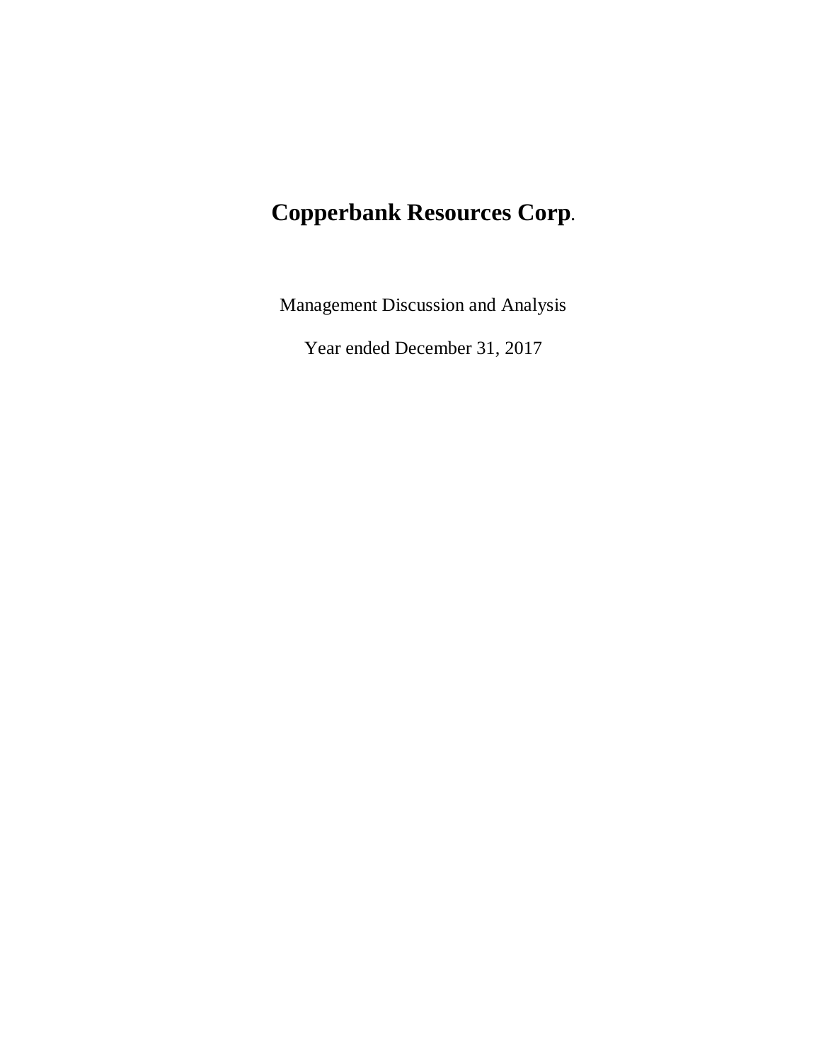# **Copperbank Resources Corp.**

Management Discussion and Analysis

Year ended December 31, 2017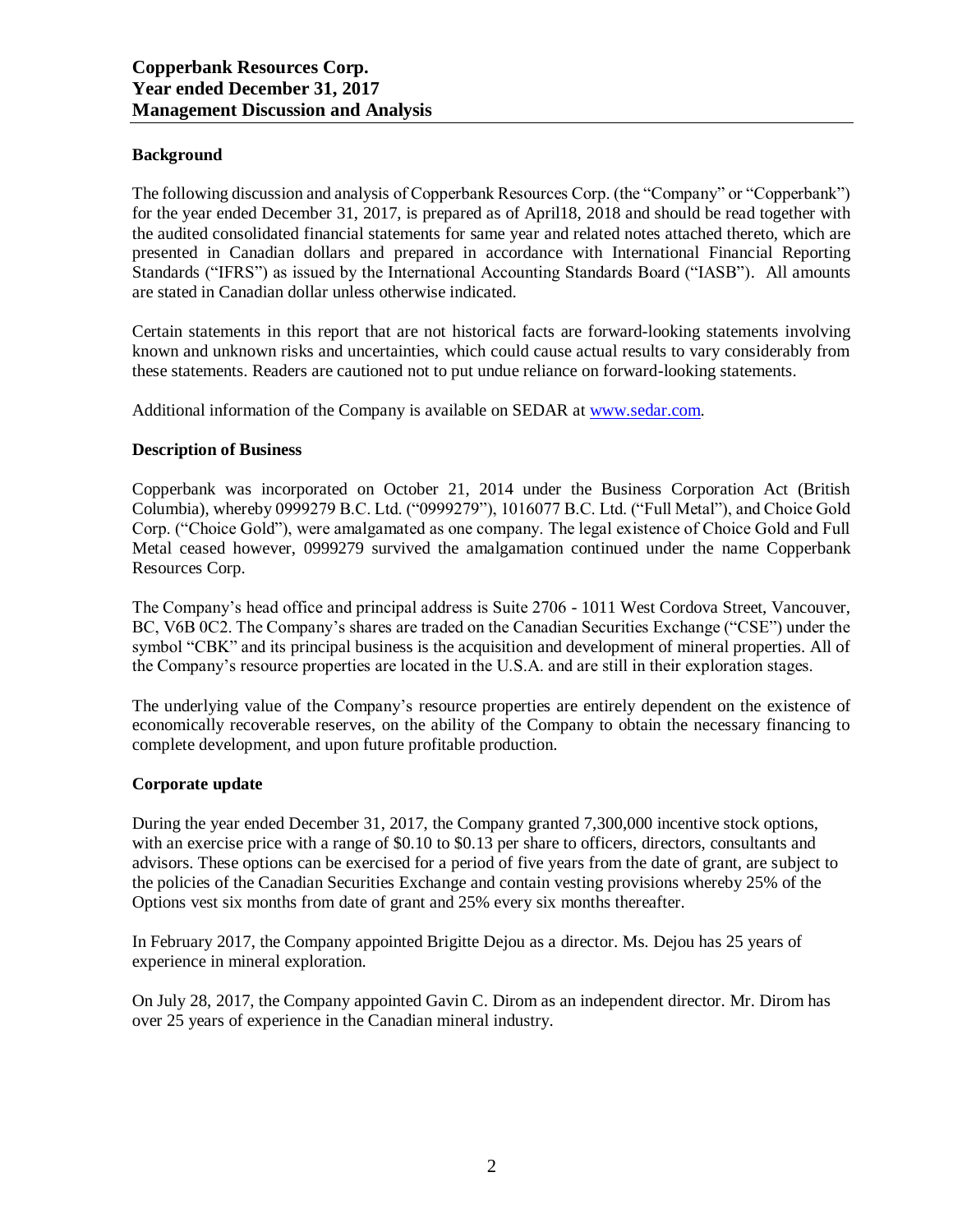**Copperbank Resources Corp.**
**Year ended December 31, 2017**
**Management Discussion and Analysis**

**Background**

The following discussion and analysis of Copperbank Resources Corp. (the "Company" or "Copperbank") for the year ended December 31, 2017, is prepared as of April18, 2018 and should be read together with the audited consolidated financial statements for same year and related notes attached thereto, which are presented in Canadian dollars and prepared in accordance with International Financial Reporting Standards ("IFRS") as issued by the International Accounting Standards Board ("IASB"). All amounts are stated in Canadian dollar unless otherwise indicated.

Certain statements in this report that are not historical facts are forward-looking statements involving known and unknown risks and uncertainties, which could cause actual results to vary considerably from these statements. Readers are cautioned not to put undue reliance on forward-looking statements.

Additional information of the Company is available on SEDAR at www.sedar.com.

**Description of Business**

Copperbank was incorporated on October 21, 2014 under the Business Corporation Act (British Columbia), whereby 0999279 B.C. Ltd. ("0999279"), 1016077 B.C. Ltd. ("Full Metal"), and Choice Gold Corp. ("Choice Gold"), were amalgamated as one company. The legal existence of Choice Gold and Full Metal ceased however, 0999279 survived the amalgamation continued under the name Copperbank Resources Corp.

The Company's head office and principal address is Suite 2706 - 1011 West Cordova Street, Vancouver, BC, V6B 0C2. The Company's shares are traded on the Canadian Securities Exchange ("CSE") under the symbol "CBK" and its principal business is the acquisition and development of mineral properties. All of the Company's resource properties are located in the U.S.A. and are still in their exploration stages.

The underlying value of the Company's resource properties are entirely dependent on the existence of economically recoverable reserves, on the ability of the Company to obtain the necessary financing to complete development, and upon future profitable production.

**Corporate update**

During the year ended December 31, 2017, the Company granted 7,300,000 incentive stock options, with an exercise price with a range of $0.10 to $0.13 per share to officers, directors, consultants and advisors. These options can be exercised for a period of five years from the date of grant, are subject to the policies of the Canadian Securities Exchange and contain vesting provisions whereby 25% of the Options vest six months from date of grant and 25% every six months thereafter.

In February 2017, the Company appointed Brigitte Dejou as a director. Ms. Dejou has 25 years of experience in mineral exploration.

On July 28, 2017, the Company appointed Gavin C. Dirom as an independent director. Mr. Dirom has over 25 years of experience in the Canadian mineral industry.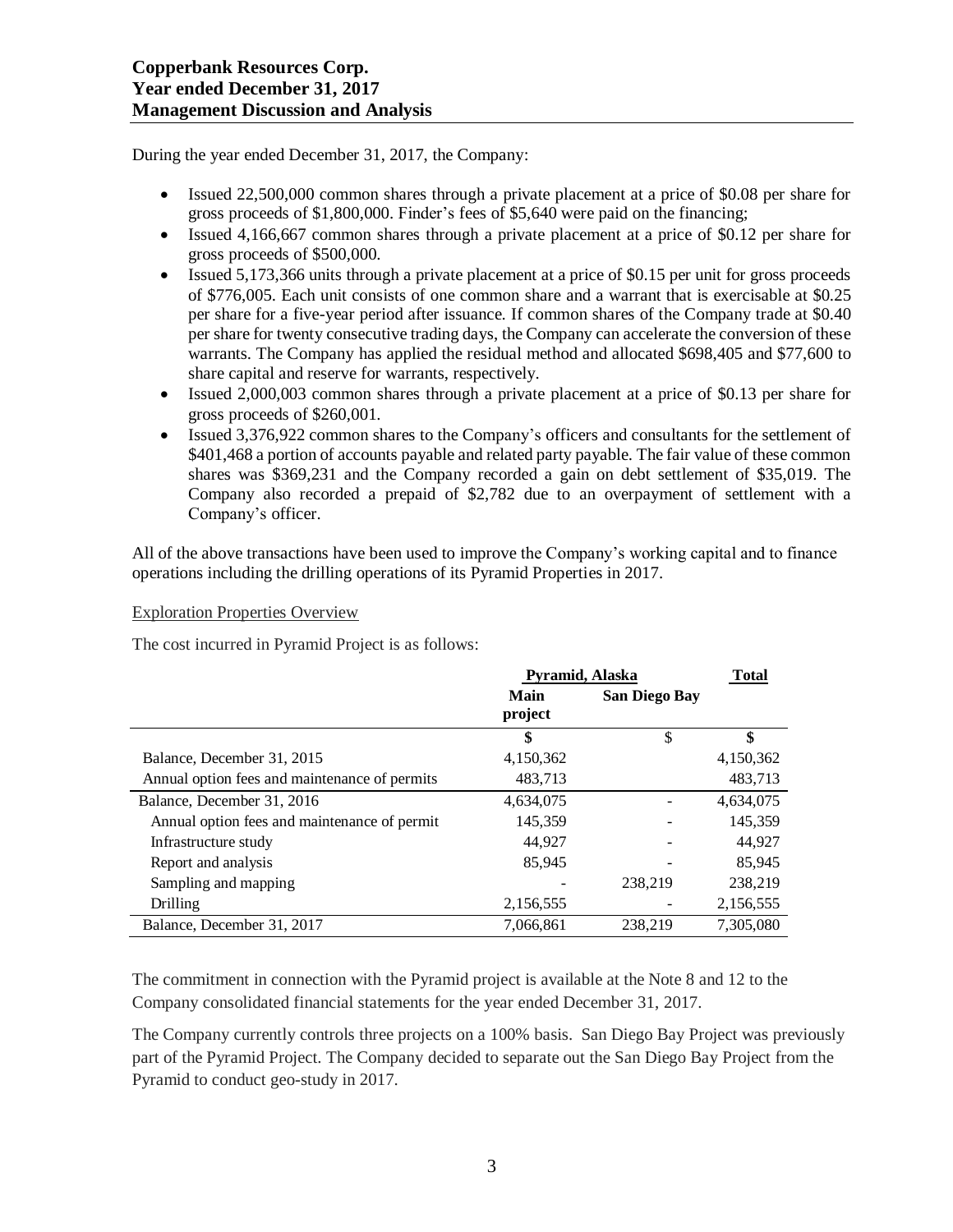During the year ended December 31, 2017, the Company:

- Issued 22,500,000 common shares through a private placement at a price of $0.08 per share for gross proceeds of $1,800,000. Finder's fees of $5,640 were paid on the financing;
- Issued 4,166,667 common shares through a private placement at a price of $0.12 per share for gross proceeds of $500,000.
- Issued 5,173,366 units through a private placement at a price of $0.15 per unit for gross proceeds of $776,005. Each unit consists of one common share and a warrant that is exercisable at $0.25 per share for a five-year period after issuance. If common shares of the Company trade at $0.40 per share for twenty consecutive trading days, the Company can accelerate the conversion of these warrants. The Company has applied the residual method and allocated $698,405 and $77,600 to share capital and reserve for warrants, respectively.
- Issued 2,000,003 common shares through a private placement at a price of $0.13 per share for gross proceeds of $260,001.
- Issued 3,376,922 common shares to the Company's officers and consultants for the settlement of $401,468 a portion of accounts payable and related party payable. The fair value of these common shares was $369,231 and the Company recorded a gain on debt settlement of $35,019. The Company also recorded a prepaid of $2,782 due to an overpayment of settlement with a Company's officer.

All of the above transactions have been used to improve the Company's working capital and to finance operations including the drilling operations of its Pyramid Properties in 2017.

Exploration Properties Overview

The cost incurred in Pyramid Project is as follows:

| | Pyramid, Alaska | | Total |
|---|---|---|---|
| | Main project | San Diego Bay | |
| | $ | $ | $ |
| Balance, December 31, 2015 | 4,150,362 | | 4,150,362 |
| Annual option fees and maintenance of permits | 483,713 | | 483,713 |
| Balance, December 31, 2016 | 4,634,075 | - | 4,634,075 |
| Annual option fees and maintenance of permit | 145,359 | - | 145,359 |
| Infrastructure study | 44,927 | - | 44,927 |
| Report and analysis | 85,945 | - | 85,945 |
| Sampling and mapping | - | 238,219 | 238,219 |
| Drilling | 2,156,555 | - | 2,156,555 |
| Balance, December 31, 2017 | 7,066,861 | 238,219 | 7,305,080 |

The commitment in connection with the Pyramid project is available at the Note 8 and 12 to the Company consolidated financial statements for the year ended December 31, 2017.

The Company currently controls three projects on a 100% basis. San Diego Bay Project was previously part of the Pyramid Project. The Company decided to separate out the San Diego Bay Project from the Pyramid to conduct geo-study in 2017.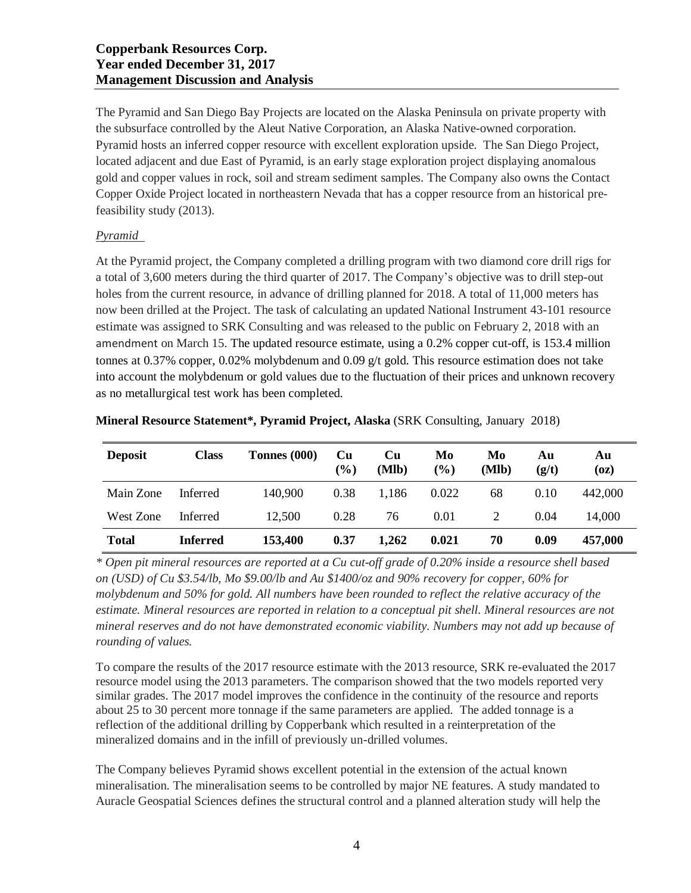The Pyramid and San Diego Bay Projects are located on the Alaska Peninsula on private property with the subsurface controlled by the Aleut Native Corporation, an Alaska Native-owned corporation. Pyramid hosts an inferred copper resource with excellent exploration upside. The San Diego Project, located adjacent and due East of Pyramid, is an early stage exploration project displaying anomalous gold and copper values in rock, soil and stream sediment samples. The Company also owns the Contact Copper Oxide Project located in northeastern Nevada that has a copper resource from an historical pre-feasibility study (2013).

*Pyramid*

At the Pyramid project, the Company completed a drilling program with two diamond core drill rigs for a total of 3,600 meters during the third quarter of 2017. The Company's objective was to drill step-out holes from the current resource, in advance of drilling planned for 2018. A total of 11,000 meters has now been drilled at the Project. The task of calculating an updated National Instrument 43-101 resource estimate was assigned to SRK Consulting and was released to the public on February 2, 2018 with an amendment on March 15. The updated resource estimate, using a 0.2% copper cut-off, is 153.4 million tonnes at 0.37% copper, 0.02% molybdenum and 0.09 g/t gold. This resource estimation does not take into account the molybdenum or gold values due to the fluctuation of their prices and unknown recovery as no metallurgical test work has been completed.

**Mineral Resource Statement\*, Pyramid Project, Alaska** (SRK Consulting, January 2018)

| Deposit | Class | Tonnes (000) | Cu (%) | Cu (Mlb) | Mo (%) | Mo (Mlb) | Au (g/t) | Au (oz) |
|---|---|---|---|---|---|---|---|---|
| Main Zone | Inferred | 140,900 | 0.38 | 1,186 | 0.022 | 68 | 0.10 | 442,000 |
| West Zone | Inferred | 12,500 | 0.28 | 76 | 0.01 | 2 | 0.04 | 14,000 |
| **Total** | **Inferred** | **153,400** | **0.37** | **1,262** | **0.021** | **70** | **0.09** | **457,000** |

*\* Open pit mineral resources are reported at a Cu cut-off grade of 0.20% inside a resource shell based on (USD) of Cu $3.54/lb, Mo $9.00/lb and Au $1400/oz and 90% recovery for copper, 60% for molybdenum and 50% for gold. All numbers have been rounded to reflect the relative accuracy of the estimate. Mineral resources are reported in relation to a conceptual pit shell. Mineral resources are not mineral reserves and do not have demonstrated economic viability. Numbers may not add up because of rounding of values.*

To compare the results of the 2017 resource estimate with the 2013 resource, SRK re-evaluated the 2017 resource model using the 2013 parameters. The comparison showed that the two models reported very similar grades. The 2017 model improves the confidence in the continuity of the resource and reports about 25 to 30 percent more tonnage if the same parameters are applied. The added tonnage is a reflection of the additional drilling by Copperbank which resulted in a reinterpretation of the mineralized domains and in the infill of previously un-drilled volumes.

The Company believes Pyramid shows excellent potential in the extension of the actual known mineralisation. The mineralisation seems to be controlled by major NE features. A study mandated to Auracle Geospatial Sciences defines the structural control and a planned alteration study will help the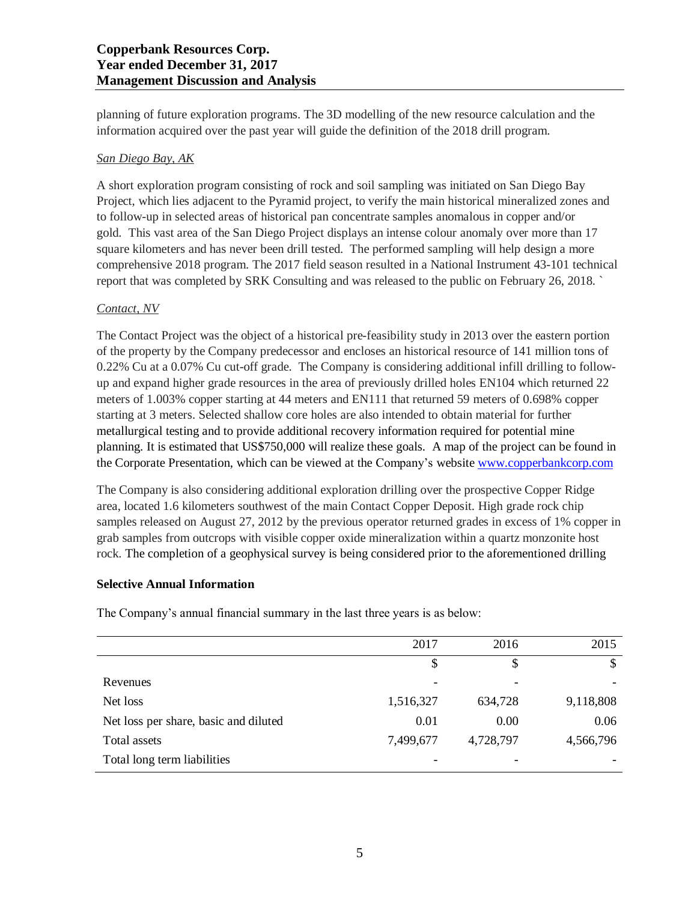planning of future exploration programs. The 3D modelling of the new resource calculation and the information acquired over the past year will guide the definition of the 2018 drill program.

*San Diego Bay, AK*

A short exploration program consisting of rock and soil sampling was initiated on San Diego Bay Project, which lies adjacent to the Pyramid project, to verify the main historical mineralized zones and to follow-up in selected areas of historical pan concentrate samples anomalous in copper and/or gold. This vast area of the San Diego Project displays an intense colour anomaly over more than 17 square kilometers and has never been drill tested. The performed sampling will help design a more comprehensive 2018 program. The 2017 field season resulted in a National Instrument 43-101 technical report that was completed by SRK Consulting and was released to the public on February 26, 2018. `

*Contact, NV*

The Contact Project was the object of a historical pre-feasibility study in 2013 over the eastern portion of the property by the Company predecessor and encloses an historical resource of 141 million tons of 0.22% Cu at a 0.07% Cu cut-off grade. The Company is considering additional infill drilling to follow-up and expand higher grade resources in the area of previously drilled holes EN104 which returned 22 meters of 1.003% copper starting at 44 meters and EN111 that returned 59 meters of 0.698% copper starting at 3 meters. Selected shallow core holes are also intended to obtain material for further metallurgical testing and to provide additional recovery information required for potential mine planning. It is estimated that US$750,000 will realize these goals. A map of the project can be found in the Corporate Presentation, which can be viewed at the Company's website www.copperbankcorp.com

The Company is also considering additional exploration drilling over the prospective Copper Ridge area, located 1.6 kilometers southwest of the main Contact Copper Deposit. High grade rock chip samples released on August 27, 2012 by the previous operator returned grades in excess of 1% copper in grab samples from outcrops with visible copper oxide mineralization within a quartz monzonite host rock. The completion of a geophysical survey is being considered prior to the aforementioned drilling

**Selective Annual Information**

The Company's annual financial summary in the last three years is as below:

| | 2017 | 2016 | 2015 |
|---|---|---|---|
| | $ | $ | $ |
| Revenues | - | - | - |
| Net loss | 1,516,327 | 634,728 | 9,118,808 |
| Net loss per share, basic and diluted | 0.01 | 0.00 | 0.06 |
| Total assets | 7,499,677 | 4,728,797 | 4,566,796 |
| Total long term liabilities | - | - | - |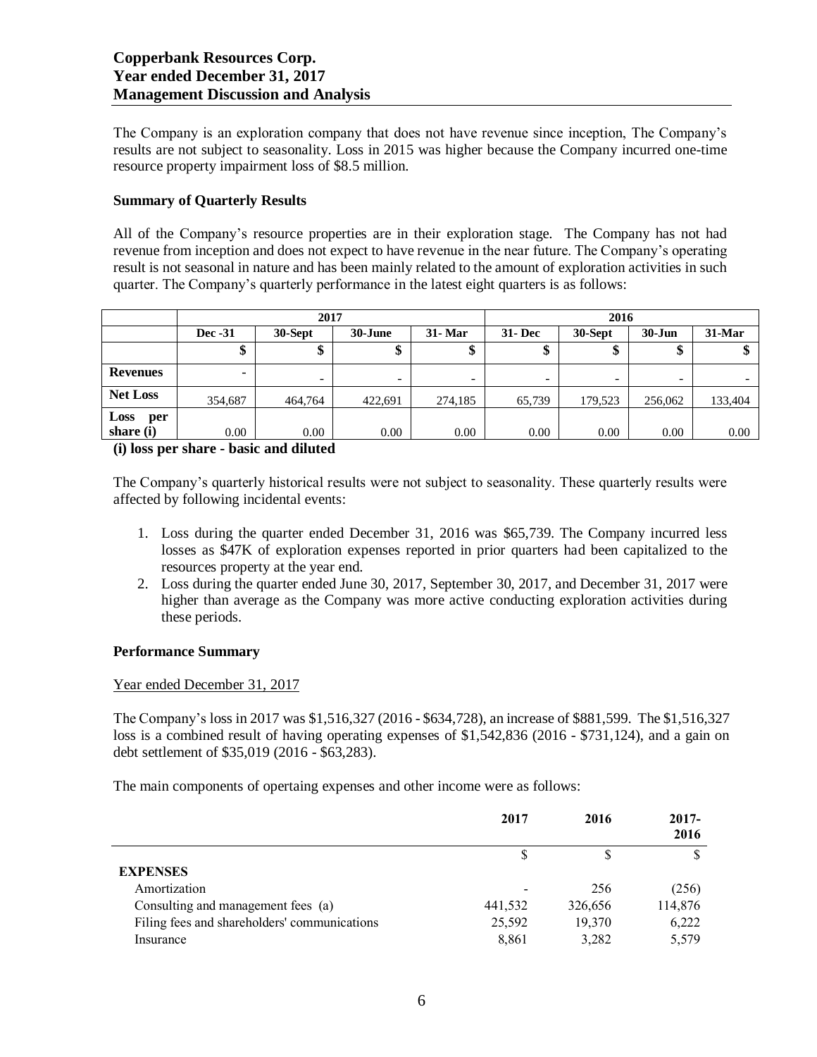The Company is an exploration company that does not have revenue since inception, The Company's results are not subject to seasonality. Loss in 2015 was higher because the Company incurred one-time resource property impairment loss of $8.5 million.

**Summary of Quarterly Results**

All of the Company's resource properties are in their exploration stage. The Company has not had revenue from inception and does not expect to have revenue in the near future. The Company's operating result is not seasonal in nature and has been mainly related to the amount of exploration activities in such quarter. The Company's quarterly performance in the latest eight quarters is as follows:

| | 2017 | | | | 2016 | | | |
|---|---|---|---|---|---|---|---|---|
| | Dec -31 | 30-Sept | 30-June | 31- Mar | 31- Dec | 30-Sept | 30-Jun | 31-Mar |
| | $ | $ | $ | $ | $ | $ | $ | $ |
| **Revenues** | - | - | - | - | - | - | - | - |
| **Net Loss** | 354,687 | 464,764 | 422,691 | 274,185 | 65,739 | 179,523 | 256,062 | 133,404 |
| **Loss per share (i)** | 0.00 | 0.00 | 0.00 | 0.00 | 0.00 | 0.00 | 0.00 | 0.00 |

**(i) loss per share - basic and diluted**

The Company's quarterly historical results were not subject to seasonality. These quarterly results were affected by following incidental events:

1. Loss during the quarter ended December 31, 2016 was $65,739. The Company incurred less losses as $47K of exploration expenses reported in prior quarters had been capitalized to the resources property at the year end.
2. Loss during the quarter ended June 30, 2017, September 30, 2017, and December 31, 2017 were higher than average as the Company was more active conducting exploration activities during these periods.

**Performance Summary**

Year ended December 31, 2017

The Company's loss in 2017 was $1,516,327 (2016 - $634,728), an increase of $881,599. The $1,516,327 loss is a combined result of having operating expenses of $1,542,836 (2016 - $731,124), and a gain on debt settlement of $35,019 (2016 - $63,283).

The main components of opertaing expenses and other income were as follows:

| | 2017 | 2016 | 2017-2016 |
|---|---|---|---|
| | $ | $ | $ |
| **EXPENSES** | | | |
| Amortization | - | 256 | (256) |
| Consulting and management fees (a) | 441,532 | 326,656 | 114,876 |
| Filing fees and shareholders' communications | 25,592 | 19,370 | 6,222 |
| Insurance | 8,861 | 3,282 | 5,579 |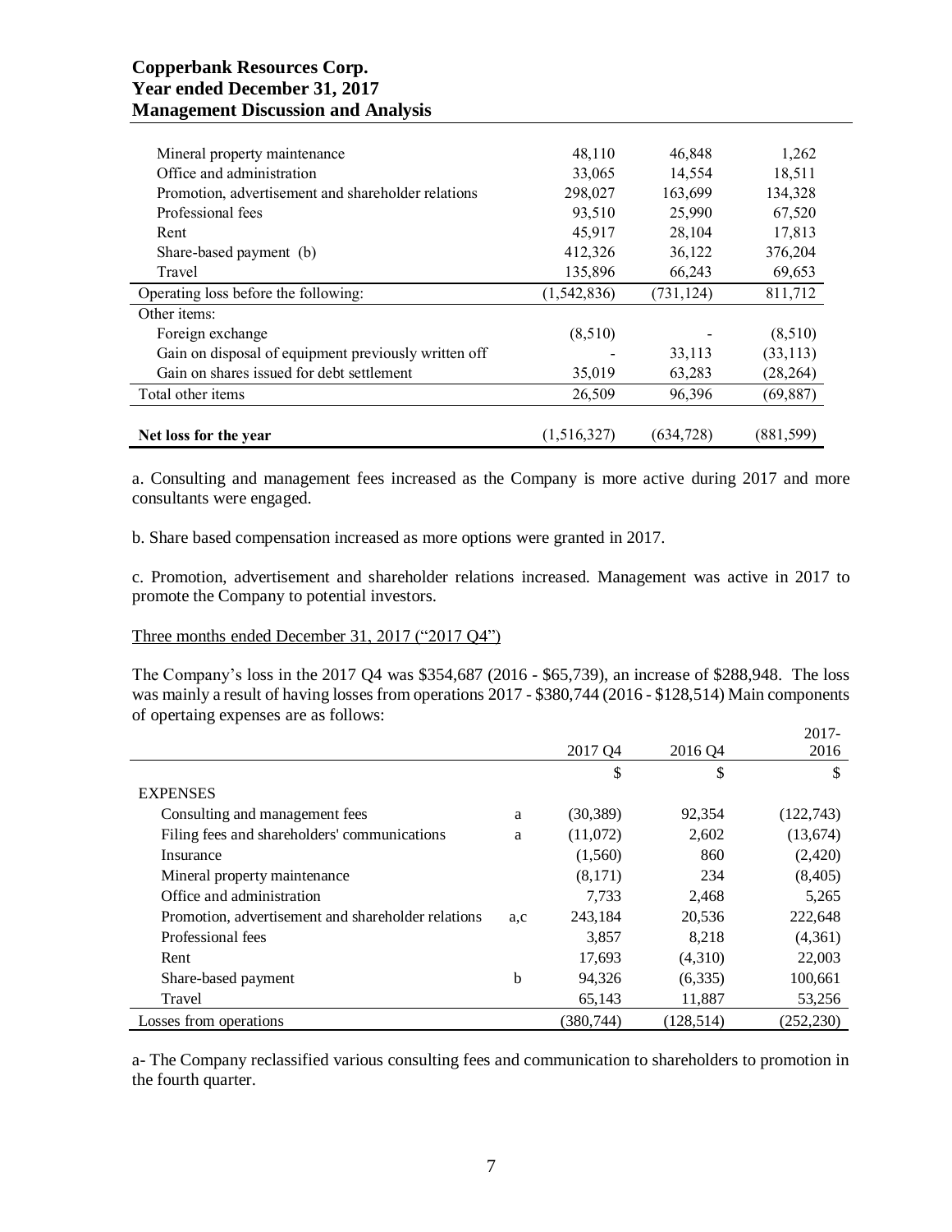| | | | |
|---|---|---|---|
| Mineral property maintenance | 48,110 | 46,848 | 1,262 |
| Office and administration | 33,065 | 14,554 | 18,511 |
| Promotion, advertisement and shareholder relations | 298,027 | 163,699 | 134,328 |
| Professional fees | 93,510 | 25,990 | 67,520 |
| Rent | 45,917 | 28,104 | 17,813 |
| Share-based payment (b) | 412,326 | 36,122 | 376,204 |
| Travel | 135,896 | 66,243 | 69,653 |
| Operating loss before the following: | (1,542,836) | (731,124) | 811,712 |
| Other items: | | | |
| Foreign exchange | (8,510) | - | (8,510) |
| Gain on disposal of equipment previously written off | - | 33,113 | (33,113) |
| Gain on shares issued for debt settlement | 35,019 | 63,283 | (28,264) |
| Total other items | 26,509 | 96,396 | (69,887) |
| **Net loss for the year** | (1,516,327) | (634,728) | (881,599) |

a. Consulting and management fees increased as the Company is more active during 2017 and more consultants were engaged.

b. Share based compensation increased as more options were granted in 2017.

c. Promotion, advertisement and shareholder relations increased. Management was active in 2017 to promote the Company to potential investors.

Three months ended December 31, 2017 ("2017 Q4")

The Company's loss in the 2017 Q4 was $354,687 (2016 - $65,739), an increase of $288,948. The loss was mainly a result of having losses from operations 2017 - $380,744 (2016 - $128,514) Main components of opertaing expenses are as follows:

| | | 2017 Q4 | 2016 Q4 | 2017-2016 |
|---|---|---|---|---|
| | | $ | $ | $ |
| EXPENSES | | | | |
| Consulting and management fees | a | (30,389) | 92,354 | (122,743) |
| Filing fees and shareholders' communications | a | (11,072) | 2,602 | (13,674) |
| Insurance | | (1,560) | 860 | (2,420) |
| Mineral property maintenance | | (8,171) | 234 | (8,405) |
| Office and administration | | 7,733 | 2,468 | 5,265 |
| Promotion, advertisement and shareholder relations | a,c | 243,184 | 20,536 | 222,648 |
| Professional fees | | 3,857 | 8,218 | (4,361) |
| Rent | | 17,693 | (4,310) | 22,003 |
| Share-based payment | b | 94,326 | (6,335) | 100,661 |
| Travel | | 65,143 | 11,887 | 53,256 |
| Losses from operations | | (380,744) | (128,514) | (252,230) |

a- The Company reclassified various consulting fees and communication to shareholders to promotion in the fourth quarter.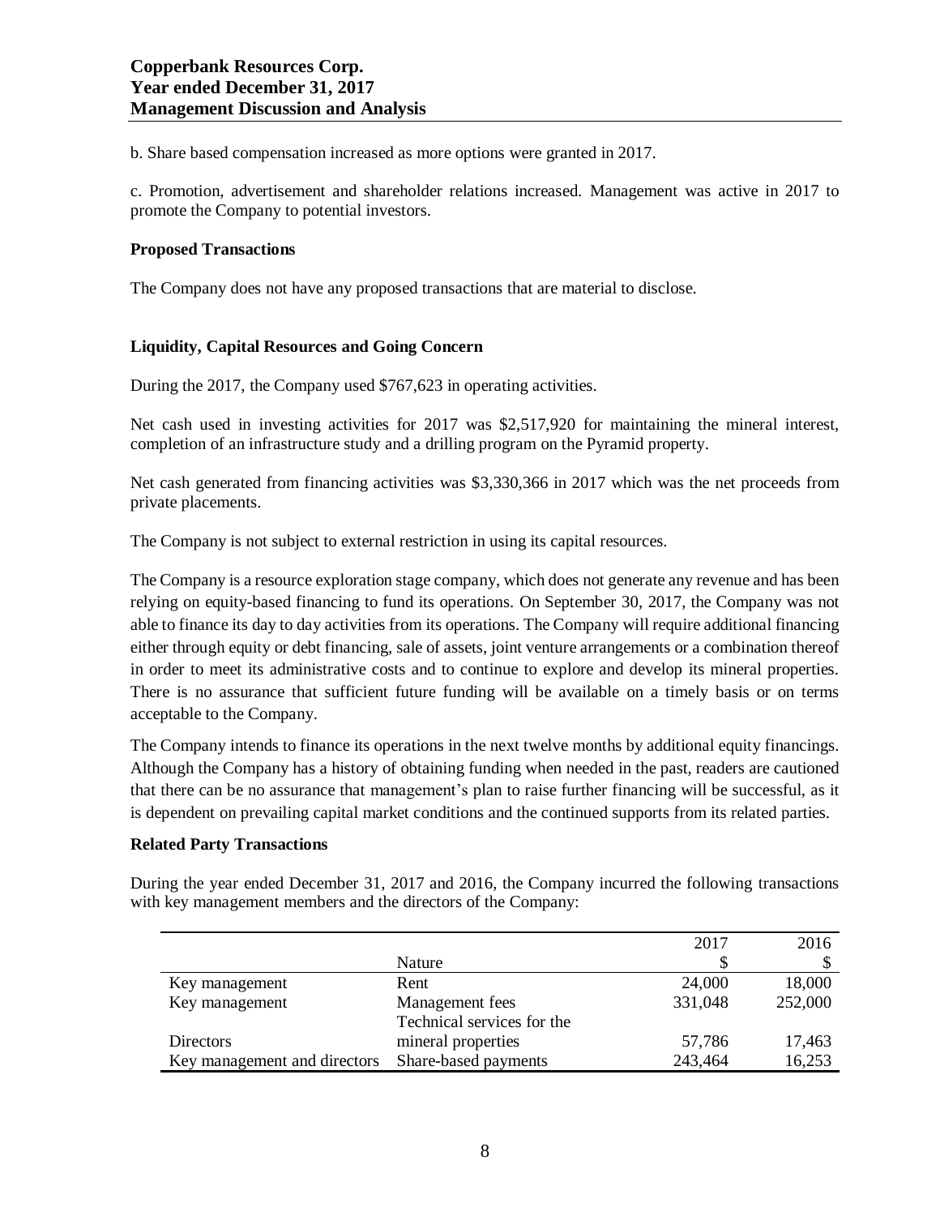b. Share based compensation increased as more options were granted in 2017.

c. Promotion, advertisement and shareholder relations increased. Management was active in 2017 to promote the Company to potential investors.

**Proposed Transactions**

The Company does not have any proposed transactions that are material to disclose.

**Liquidity, Capital Resources and Going Concern**

During the 2017, the Company used $767,623 in operating activities.

Net cash used in investing activities for 2017 was $2,517,920 for maintaining the mineral interest, completion of an infrastructure study and a drilling program on the Pyramid property.

Net cash generated from financing activities was $3,330,366 in 2017 which was the net proceeds from private placements.

The Company is not subject to external restriction in using its capital resources.

The Company is a resource exploration stage company, which does not generate any revenue and has been relying on equity-based financing to fund its operations. On September 30, 2017, the Company was not able to finance its day to day activities from its operations. The Company will require additional financing either through equity or debt financing, sale of assets, joint venture arrangements or a combination thereof in order to meet its administrative costs and to continue to explore and develop its mineral properties. There is no assurance that sufficient future funding will be available on a timely basis or on terms acceptable to the Company.

The Company intends to finance its operations in the next twelve months by additional equity financings. Although the Company has a history of obtaining funding when needed in the past, readers are cautioned that there can be no assurance that management's plan to raise further financing will be successful, as it is dependent on prevailing capital market conditions and the continued supports from its related parties.

**Related Party Transactions**

During the year ended December 31, 2017 and 2016, the Company incurred the following transactions with key management members and the directors of the Company:

| | Nature | 2017<br>$ | 2016<br>$ |
|---|---|---|---|
| Key management | Rent | 24,000 | 18,000 |
| Key management | Management fees | 331,048 | 252,000 |
| Directors | Technical services for the mineral properties | 57,786 | 17,463 |
| Key management and directors | Share-based payments | 243,464 | 16,253 |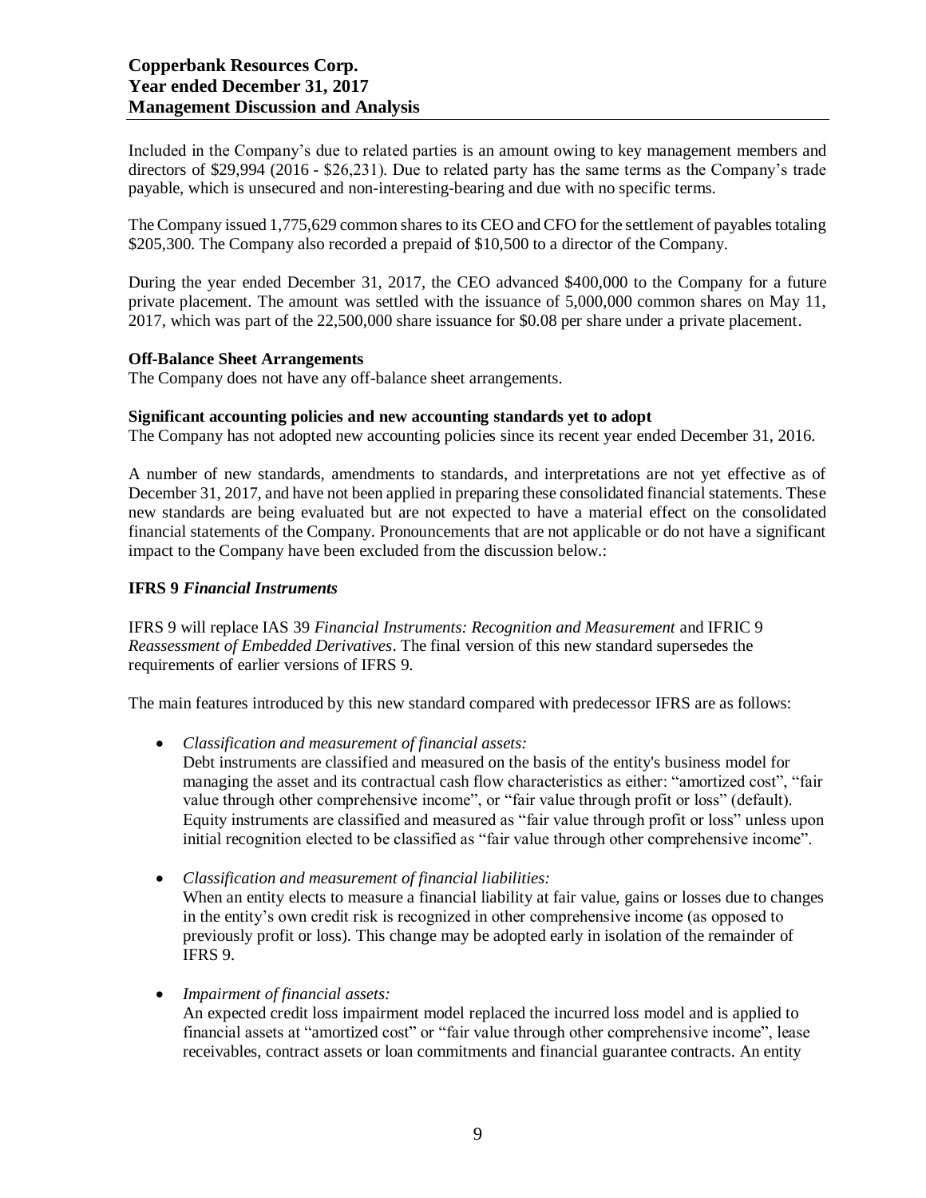Included in the Company's due to related parties is an amount owing to key management members and directors of $29,994 (2016 - $26,231). Due to related party has the same terms as the Company's trade payable, which is unsecured and non-interesting-bearing and due with no specific terms.

The Company issued 1,775,629 common shares to its CEO and CFO for the settlement of payables totaling $205,300. The Company also recorded a prepaid of $10,500 to a director of the Company.

During the year ended December 31, 2017, the CEO advanced $400,000 to the Company for a future private placement. The amount was settled with the issuance of 5,000,000 common shares on May 11, 2017, which was part of the 22,500,000 share issuance for $0.08 per share under a private placement.

**Off-Balance Sheet Arrangements**

The Company does not have any off-balance sheet arrangements.

**Significant accounting policies and new accounting standards yet to adopt**

The Company has not adopted new accounting policies since its recent year ended December 31, 2016.

A number of new standards, amendments to standards, and interpretations are not yet effective as of December 31, 2017, and have not been applied in preparing these consolidated financial statements. These new standards are being evaluated but are not expected to have a material effect on the consolidated financial statements of the Company. Pronouncements that are not applicable or do not have a significant impact to the Company have been excluded from the discussion below.:

**IFRS 9 *Financial Instruments***

IFRS 9 will replace IAS 39 *Financial Instruments: Recognition and Measurement* and IFRIC 9 *Reassessment of Embedded Derivatives*. The final version of this new standard supersedes the requirements of earlier versions of IFRS 9.

The main features introduced by this new standard compared with predecessor IFRS are as follows:

- *Classification and measurement of financial assets:*
  Debt instruments are classified and measured on the basis of the entity's business model for managing the asset and its contractual cash flow characteristics as either: "amortized cost", "fair value through other comprehensive income", or "fair value through profit or loss" (default). Equity instruments are classified and measured as "fair value through profit or loss" unless upon initial recognition elected to be classified as "fair value through other comprehensive income".

- *Classification and measurement of financial liabilities:*
  When an entity elects to measure a financial liability at fair value, gains or losses due to changes in the entity's own credit risk is recognized in other comprehensive income (as opposed to previously profit or loss). This change may be adopted early in isolation of the remainder of IFRS 9.

- *Impairment of financial assets:*
  An expected credit loss impairment model replaced the incurred loss model and is applied to financial assets at "amortized cost" or "fair value through other comprehensive income", lease receivables, contract assets or loan commitments and financial guarantee contracts. An entity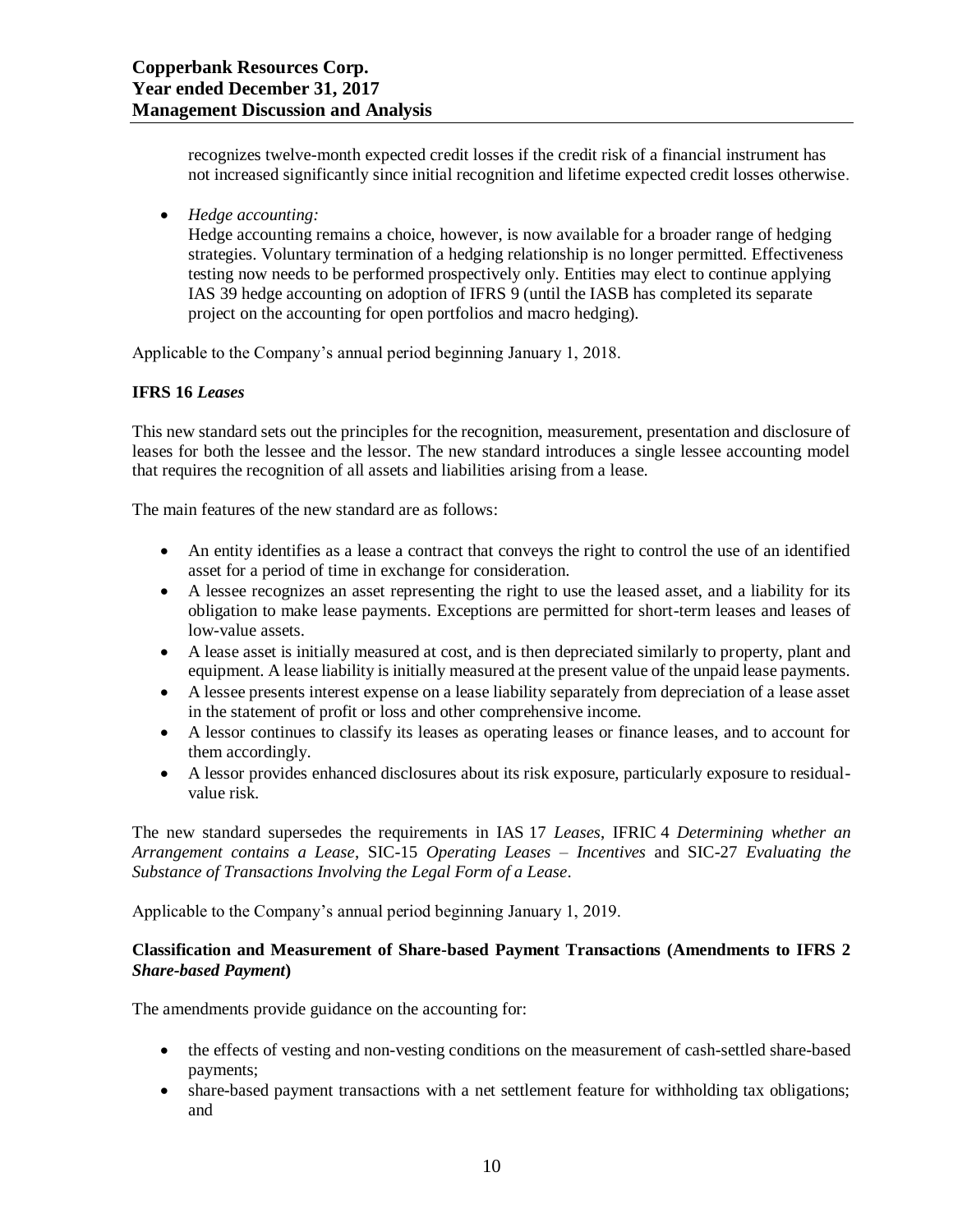recognizes twelve-month expected credit losses if the credit risk of a financial instrument has not increased significantly since initial recognition and lifetime expected credit losses otherwise.

- *Hedge accounting:*
  Hedge accounting remains a choice, however, is now available for a broader range of hedging strategies. Voluntary termination of a hedging relationship is no longer permitted. Effectiveness testing now needs to be performed prospectively only. Entities may elect to continue applying IAS 39 hedge accounting on adoption of IFRS 9 (until the IASB has completed its separate project on the accounting for open portfolios and macro hedging).

Applicable to the Company's annual period beginning January 1, 2018.

**IFRS 16 *Leases***

This new standard sets out the principles for the recognition, measurement, presentation and disclosure of leases for both the lessee and the lessor. The new standard introduces a single lessee accounting model that requires the recognition of all assets and liabilities arising from a lease.

The main features of the new standard are as follows:

- An entity identifies as a lease a contract that conveys the right to control the use of an identified asset for a period of time in exchange for consideration.
- A lessee recognizes an asset representing the right to use the leased asset, and a liability for its obligation to make lease payments. Exceptions are permitted for short-term leases and leases of low-value assets.
- A lease asset is initially measured at cost, and is then depreciated similarly to property, plant and equipment. A lease liability is initially measured at the present value of the unpaid lease payments.
- A lessee presents interest expense on a lease liability separately from depreciation of a lease asset in the statement of profit or loss and other comprehensive income.
- A lessor continues to classify its leases as operating leases or finance leases, and to account for them accordingly.
- A lessor provides enhanced disclosures about its risk exposure, particularly exposure to residual-value risk.

The new standard supersedes the requirements in IAS 17 *Leases*, IFRIC 4 *Determining whether an Arrangement contains a Lease*, SIC-15 *Operating Leases – Incentives* and SIC-27 *Evaluating the Substance of Transactions Involving the Legal Form of a Lease*.

Applicable to the Company's annual period beginning January 1, 2019.

**Classification and Measurement of Share-based Payment Transactions (Amendments to IFRS 2 *Share-based Payment*)**

The amendments provide guidance on the accounting for:

- the effects of vesting and non-vesting conditions on the measurement of cash-settled share-based payments;
- share-based payment transactions with a net settlement feature for withholding tax obligations; and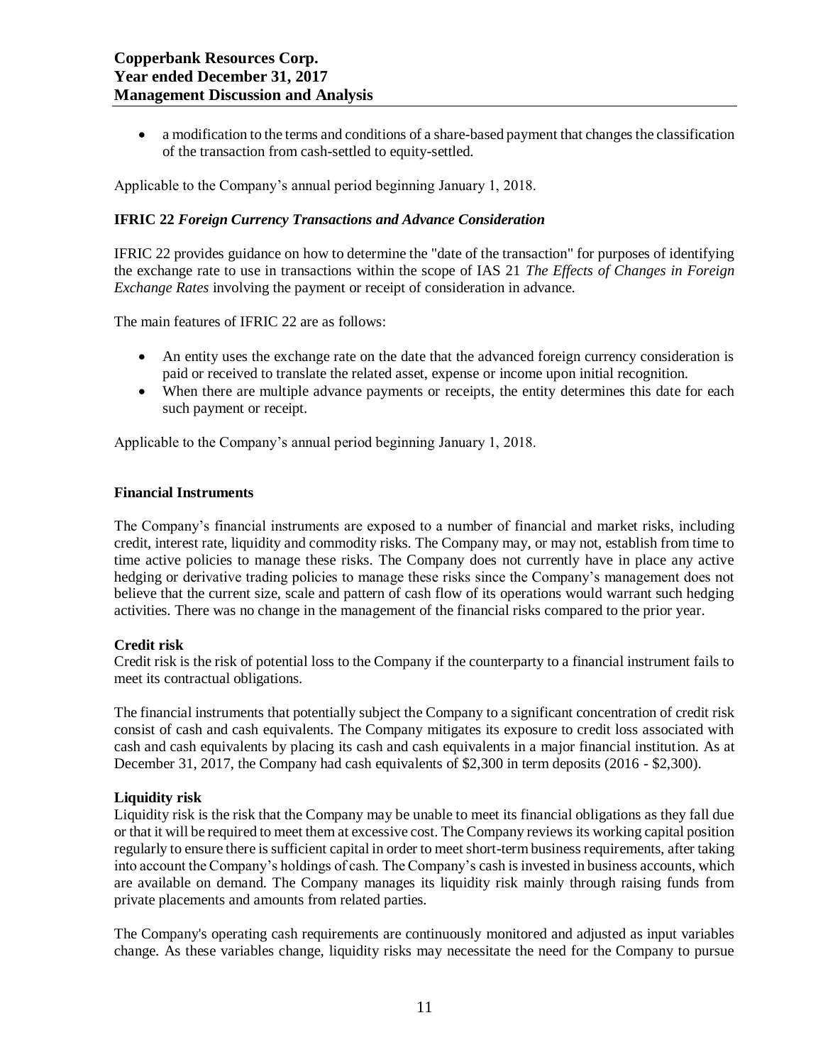- a modification to the terms and conditions of a share-based payment that changes the classification of the transaction from cash-settled to equity-settled.

Applicable to the Company's annual period beginning January 1, 2018.

**IFRIC 22** ***Foreign Currency Transactions and Advance Consideration***

IFRIC 22 provides guidance on how to determine the "date of the transaction" for purposes of identifying the exchange rate to use in transactions within the scope of IAS 21 *The Effects of Changes in Foreign Exchange Rates* involving the payment or receipt of consideration in advance.

The main features of IFRIC 22 are as follows:

- An entity uses the exchange rate on the date that the advanced foreign currency consideration is paid or received to translate the related asset, expense or income upon initial recognition.
- When there are multiple advance payments or receipts, the entity determines this date for each such payment or receipt.

Applicable to the Company's annual period beginning January 1, 2018.

## Financial Instruments

The Company's financial instruments are exposed to a number of financial and market risks, including credit, interest rate, liquidity and commodity risks. The Company may, or may not, establish from time to time active policies to manage these risks. The Company does not currently have in place any active hedging or derivative trading policies to manage these risks since the Company's management does not believe that the current size, scale and pattern of cash flow of its operations would warrant such hedging activities. There was no change in the management of the financial risks compared to the prior year.

**Credit risk**

Credit risk is the risk of potential loss to the Company if the counterparty to a financial instrument fails to meet its contractual obligations.

The financial instruments that potentially subject the Company to a significant concentration of credit risk consist of cash and cash equivalents. The Company mitigates its exposure to credit loss associated with cash and cash equivalents by placing its cash and cash equivalents in a major financial institution. As at December 31, 2017, the Company had cash equivalents of $2,300 in term deposits (2016 - $2,300).

**Liquidity risk**

Liquidity risk is the risk that the Company may be unable to meet its financial obligations as they fall due or that it will be required to meet them at excessive cost. The Company reviews its working capital position regularly to ensure there is sufficient capital in order to meet short-term business requirements, after taking into account the Company's holdings of cash. The Company's cash is invested in business accounts, which are available on demand. The Company manages its liquidity risk mainly through raising funds from private placements and amounts from related parties.

The Company's operating cash requirements are continuously monitored and adjusted as input variables change. As these variables change, liquidity risks may necessitate the need for the Company to pursue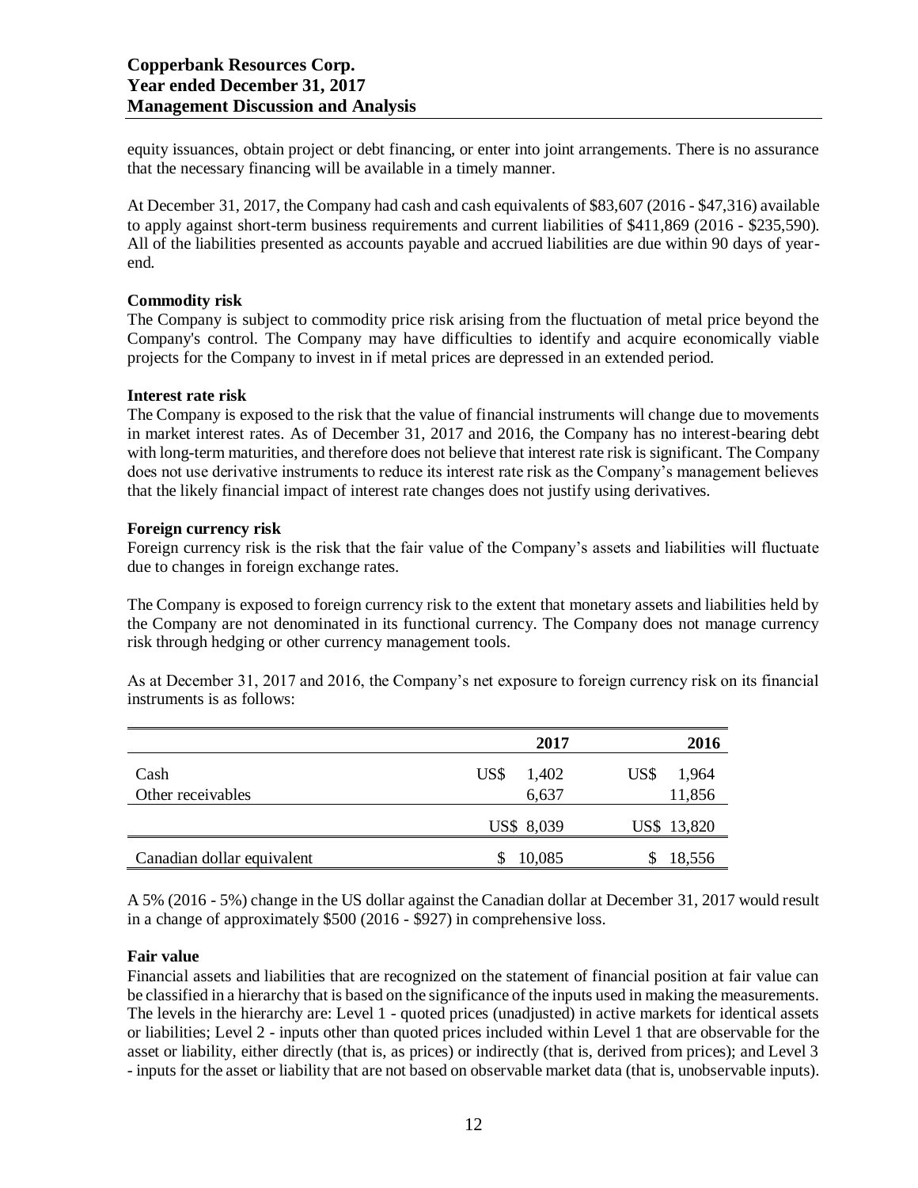equity issuances, obtain project or debt financing, or enter into joint arrangements. There is no assurance that the necessary financing will be available in a timely manner.

At December 31, 2017, the Company had cash and cash equivalents of $83,607 (2016 - $47,316) available to apply against short-term business requirements and current liabilities of $411,869 (2016 - $235,590). All of the liabilities presented as accounts payable and accrued liabilities are due within 90 days of year-end.

**Commodity risk**

The Company is subject to commodity price risk arising from the fluctuation of metal price beyond the Company's control. The Company may have difficulties to identify and acquire economically viable projects for the Company to invest in if metal prices are depressed in an extended period.

**Interest rate risk**

The Company is exposed to the risk that the value of financial instruments will change due to movements in market interest rates. As of December 31, 2017 and 2016, the Company has no interest-bearing debt with long-term maturities, and therefore does not believe that interest rate risk is significant. The Company does not use derivative instruments to reduce its interest rate risk as the Company's management believes that the likely financial impact of interest rate changes does not justify using derivatives.

**Foreign currency risk**

Foreign currency risk is the risk that the fair value of the Company's assets and liabilities will fluctuate due to changes in foreign exchange rates.

The Company is exposed to foreign currency risk to the extent that monetary assets and liabilities held by the Company are not denominated in its functional currency. The Company does not manage currency risk through hedging or other currency management tools.

As at December 31, 2017 and 2016, the Company's net exposure to foreign currency risk on its financial instruments is as follows:

| | 2017 | 2016 |
|---|---|---|
| Cash | US$ 1,402 | US$ 1,964 |
| Other receivables | 6,637 | 11,856 |
| | US$ 8,039 | US$ 13,820 |
| Canadian dollar equivalent | $ 10,085 | $ 18,556 |

A 5% (2016 - 5%) change in the US dollar against the Canadian dollar at December 31, 2017 would result in a change of approximately $500 (2016 - $927) in comprehensive loss.

**Fair value**

Financial assets and liabilities that are recognized on the statement of financial position at fair value can be classified in a hierarchy that is based on the significance of the inputs used in making the measurements. The levels in the hierarchy are: Level 1 - quoted prices (unadjusted) in active markets for identical assets or liabilities; Level 2 - inputs other than quoted prices included within Level 1 that are observable for the asset or liability, either directly (that is, as prices) or indirectly (that is, derived from prices); and Level 3 - inputs for the asset or liability that are not based on observable market data (that is, unobservable inputs).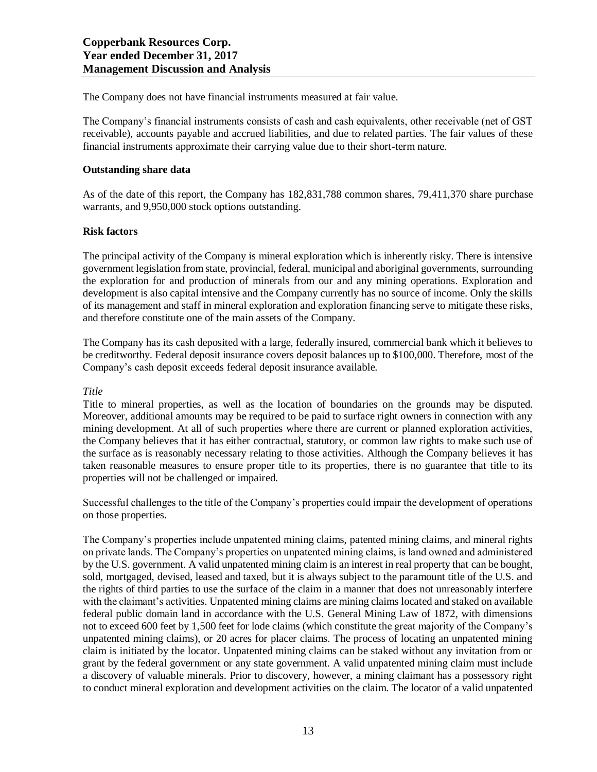The Company does not have financial instruments measured at fair value.

The Company's financial instruments consists of cash and cash equivalents, other receivable (net of GST receivable), accounts payable and accrued liabilities, and due to related parties. The fair values of these financial instruments approximate their carrying value due to their short-term nature.

## Outstanding share data

As of the date of this report, the Company has 182,831,788 common shares, 79,411,370 share purchase warrants, and 9,950,000 stock options outstanding.

## Risk factors

The principal activity of the Company is mineral exploration which is inherently risky. There is intensive government legislation from state, provincial, federal, municipal and aboriginal governments, surrounding the exploration for and production of minerals from our and any mining operations. Exploration and development is also capital intensive and the Company currently has no source of income. Only the skills of its management and staff in mineral exploration and exploration financing serve to mitigate these risks, and therefore constitute one of the main assets of the Company.

The Company has its cash deposited with a large, federally insured, commercial bank which it believes to be creditworthy. Federal deposit insurance covers deposit balances up to $100,000. Therefore, most of the Company's cash deposit exceeds federal deposit insurance available.

*Title*

Title to mineral properties, as well as the location of boundaries on the grounds may be disputed. Moreover, additional amounts may be required to be paid to surface right owners in connection with any mining development. At all of such properties where there are current or planned exploration activities, the Company believes that it has either contractual, statutory, or common law rights to make such use of the surface as is reasonably necessary relating to those activities. Although the Company believes it has taken reasonable measures to ensure proper title to its properties, there is no guarantee that title to its properties will not be challenged or impaired.

Successful challenges to the title of the Company's properties could impair the development of operations on those properties.

The Company's properties include unpatented mining claims, patented mining claims, and mineral rights on private lands. The Company's properties on unpatented mining claims, is land owned and administered by the U.S. government. A valid unpatented mining claim is an interest in real property that can be bought, sold, mortgaged, devised, leased and taxed, but it is always subject to the paramount title of the U.S. and the rights of third parties to use the surface of the claim in a manner that does not unreasonably interfere with the claimant's activities. Unpatented mining claims are mining claims located and staked on available federal public domain land in accordance with the U.S. General Mining Law of 1872, with dimensions not to exceed 600 feet by 1,500 feet for lode claims (which constitute the great majority of the Company's unpatented mining claims), or 20 acres for placer claims. The process of locating an unpatented mining claim is initiated by the locator. Unpatented mining claims can be staked without any invitation from or grant by the federal government or any state government. A valid unpatented mining claim must include a discovery of valuable minerals. Prior to discovery, however, a mining claimant has a possessory right to conduct mineral exploration and development activities on the claim. The locator of a valid unpatented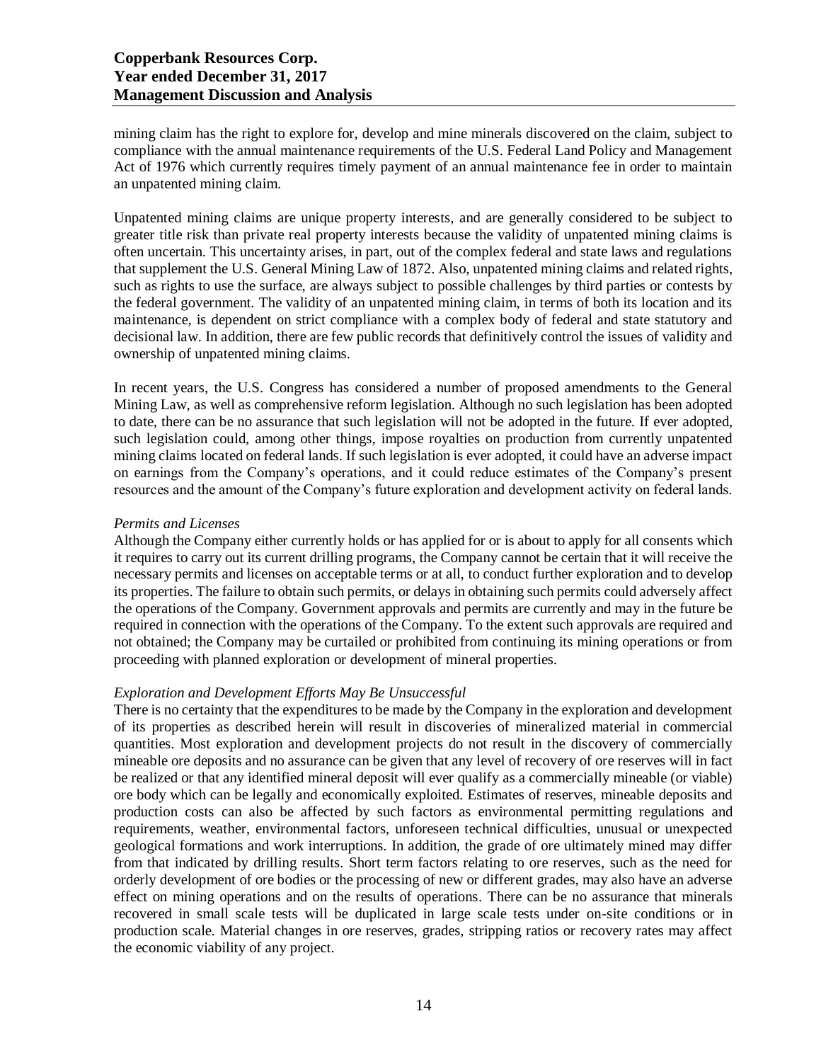mining claim has the right to explore for, develop and mine minerals discovered on the claim, subject to compliance with the annual maintenance requirements of the U.S. Federal Land Policy and Management Act of 1976 which currently requires timely payment of an annual maintenance fee in order to maintain an unpatented mining claim.

Unpatented mining claims are unique property interests, and are generally considered to be subject to greater title risk than private real property interests because the validity of unpatented mining claims is often uncertain. This uncertainty arises, in part, out of the complex federal and state laws and regulations that supplement the U.S. General Mining Law of 1872. Also, unpatented mining claims and related rights, such as rights to use the surface, are always subject to possible challenges by third parties or contests by the federal government. The validity of an unpatented mining claim, in terms of both its location and its maintenance, is dependent on strict compliance with a complex body of federal and state statutory and decisional law. In addition, there are few public records that definitively control the issues of validity and ownership of unpatented mining claims.

In recent years, the U.S. Congress has considered a number of proposed amendments to the General Mining Law, as well as comprehensive reform legislation. Although no such legislation has been adopted to date, there can be no assurance that such legislation will not be adopted in the future. If ever adopted, such legislation could, among other things, impose royalties on production from currently unpatented mining claims located on federal lands. If such legislation is ever adopted, it could have an adverse impact on earnings from the Company's operations, and it could reduce estimates of the Company's present resources and the amount of the Company's future exploration and development activity on federal lands.

*Permits and Licenses*

Although the Company either currently holds or has applied for or is about to apply for all consents which it requires to carry out its current drilling programs, the Company cannot be certain that it will receive the necessary permits and licenses on acceptable terms or at all, to conduct further exploration and to develop its properties. The failure to obtain such permits, or delays in obtaining such permits could adversely affect the operations of the Company. Government approvals and permits are currently and may in the future be required in connection with the operations of the Company. To the extent such approvals are required and not obtained; the Company may be curtailed or prohibited from continuing its mining operations or from proceeding with planned exploration or development of mineral properties.

*Exploration and Development Efforts May Be Unsuccessful*

There is no certainty that the expenditures to be made by the Company in the exploration and development of its properties as described herein will result in discoveries of mineralized material in commercial quantities. Most exploration and development projects do not result in the discovery of commercially mineable ore deposits and no assurance can be given that any level of recovery of ore reserves will in fact be realized or that any identified mineral deposit will ever qualify as a commercially mineable (or viable) ore body which can be legally and economically exploited. Estimates of reserves, mineable deposits and production costs can also be affected by such factors as environmental permitting regulations and requirements, weather, environmental factors, unforeseen technical difficulties, unusual or unexpected geological formations and work interruptions. In addition, the grade of ore ultimately mined may differ from that indicated by drilling results. Short term factors relating to ore reserves, such as the need for orderly development of ore bodies or the processing of new or different grades, may also have an adverse effect on mining operations and on the results of operations. There can be no assurance that minerals recovered in small scale tests will be duplicated in large scale tests under on-site conditions or in production scale. Material changes in ore reserves, grades, stripping ratios or recovery rates may affect the economic viability of any project.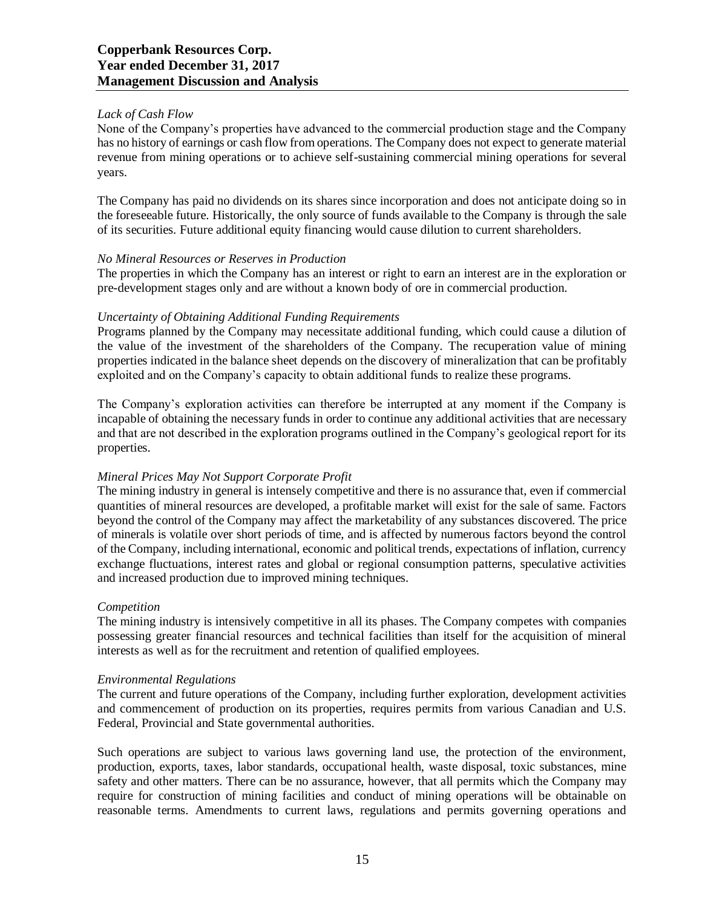*Lack of Cash Flow*

None of the Company's properties have advanced to the commercial production stage and the Company has no history of earnings or cash flow from operations. The Company does not expect to generate material revenue from mining operations or to achieve self-sustaining commercial mining operations for several years.

The Company has paid no dividends on its shares since incorporation and does not anticipate doing so in the foreseeable future. Historically, the only source of funds available to the Company is through the sale of its securities. Future additional equity financing would cause dilution to current shareholders.

*No Mineral Resources or Reserves in Production*

The properties in which the Company has an interest or right to earn an interest are in the exploration or pre-development stages only and are without a known body of ore in commercial production.

*Uncertainty of Obtaining Additional Funding Requirements*

Programs planned by the Company may necessitate additional funding, which could cause a dilution of the value of the investment of the shareholders of the Company. The recuperation value of mining properties indicated in the balance sheet depends on the discovery of mineralization that can be profitably exploited and on the Company's capacity to obtain additional funds to realize these programs.

The Company's exploration activities can therefore be interrupted at any moment if the Company is incapable of obtaining the necessary funds in order to continue any additional activities that are necessary and that are not described in the exploration programs outlined in the Company's geological report for its properties.

*Mineral Prices May Not Support Corporate Profit*

The mining industry in general is intensely competitive and there is no assurance that, even if commercial quantities of mineral resources are developed, a profitable market will exist for the sale of same. Factors beyond the control of the Company may affect the marketability of any substances discovered. The price of minerals is volatile over short periods of time, and is affected by numerous factors beyond the control of the Company, including international, economic and political trends, expectations of inflation, currency exchange fluctuations, interest rates and global or regional consumption patterns, speculative activities and increased production due to improved mining techniques.

*Competition*

The mining industry is intensively competitive in all its phases. The Company competes with companies possessing greater financial resources and technical facilities than itself for the acquisition of mineral interests as well as for the recruitment and retention of qualified employees.

*Environmental Regulations*

The current and future operations of the Company, including further exploration, development activities and commencement of production on its properties, requires permits from various Canadian and U.S. Federal, Provincial and State governmental authorities.

Such operations are subject to various laws governing land use, the protection of the environment, production, exports, taxes, labor standards, occupational health, waste disposal, toxic substances, mine safety and other matters. There can be no assurance, however, that all permits which the Company may require for construction of mining facilities and conduct of mining operations will be obtainable on reasonable terms. Amendments to current laws, regulations and permits governing operations and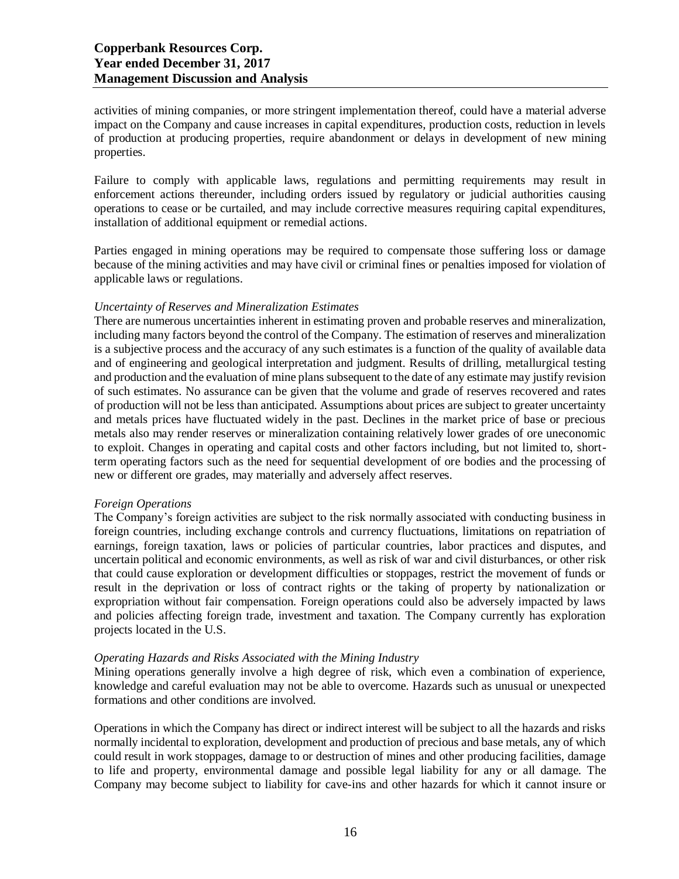activities of mining companies, or more stringent implementation thereof, could have a material adverse impact on the Company and cause increases in capital expenditures, production costs, reduction in levels of production at producing properties, require abandonment or delays in development of new mining properties.

Failure to comply with applicable laws, regulations and permitting requirements may result in enforcement actions thereunder, including orders issued by regulatory or judicial authorities causing operations to cease or be curtailed, and may include corrective measures requiring capital expenditures, installation of additional equipment or remedial actions.

Parties engaged in mining operations may be required to compensate those suffering loss or damage because of the mining activities and may have civil or criminal fines or penalties imposed for violation of applicable laws or regulations.

*Uncertainty of Reserves and Mineralization Estimates*

There are numerous uncertainties inherent in estimating proven and probable reserves and mineralization, including many factors beyond the control of the Company. The estimation of reserves and mineralization is a subjective process and the accuracy of any such estimates is a function of the quality of available data and of engineering and geological interpretation and judgment. Results of drilling, metallurgical testing and production and the evaluation of mine plans subsequent to the date of any estimate may justify revision of such estimates. No assurance can be given that the volume and grade of reserves recovered and rates of production will not be less than anticipated. Assumptions about prices are subject to greater uncertainty and metals prices have fluctuated widely in the past. Declines in the market price of base or precious metals also may render reserves or mineralization containing relatively lower grades of ore uneconomic to exploit. Changes in operating and capital costs and other factors including, but not limited to, short-term operating factors such as the need for sequential development of ore bodies and the processing of new or different ore grades, may materially and adversely affect reserves.

*Foreign Operations*

The Company's foreign activities are subject to the risk normally associated with conducting business in foreign countries, including exchange controls and currency fluctuations, limitations on repatriation of earnings, foreign taxation, laws or policies of particular countries, labor practices and disputes, and uncertain political and economic environments, as well as risk of war and civil disturbances, or other risk that could cause exploration or development difficulties or stoppages, restrict the movement of funds or result in the deprivation or loss of contract rights or the taking of property by nationalization or expropriation without fair compensation. Foreign operations could also be adversely impacted by laws and policies affecting foreign trade, investment and taxation. The Company currently has exploration projects located in the U.S.

*Operating Hazards and Risks Associated with the Mining Industry*

Mining operations generally involve a high degree of risk, which even a combination of experience, knowledge and careful evaluation may not be able to overcome. Hazards such as unusual or unexpected formations and other conditions are involved.

Operations in which the Company has direct or indirect interest will be subject to all the hazards and risks normally incidental to exploration, development and production of precious and base metals, any of which could result in work stoppages, damage to or destruction of mines and other producing facilities, damage to life and property, environmental damage and possible legal liability for any or all damage. The Company may become subject to liability for cave-ins and other hazards for which it cannot insure or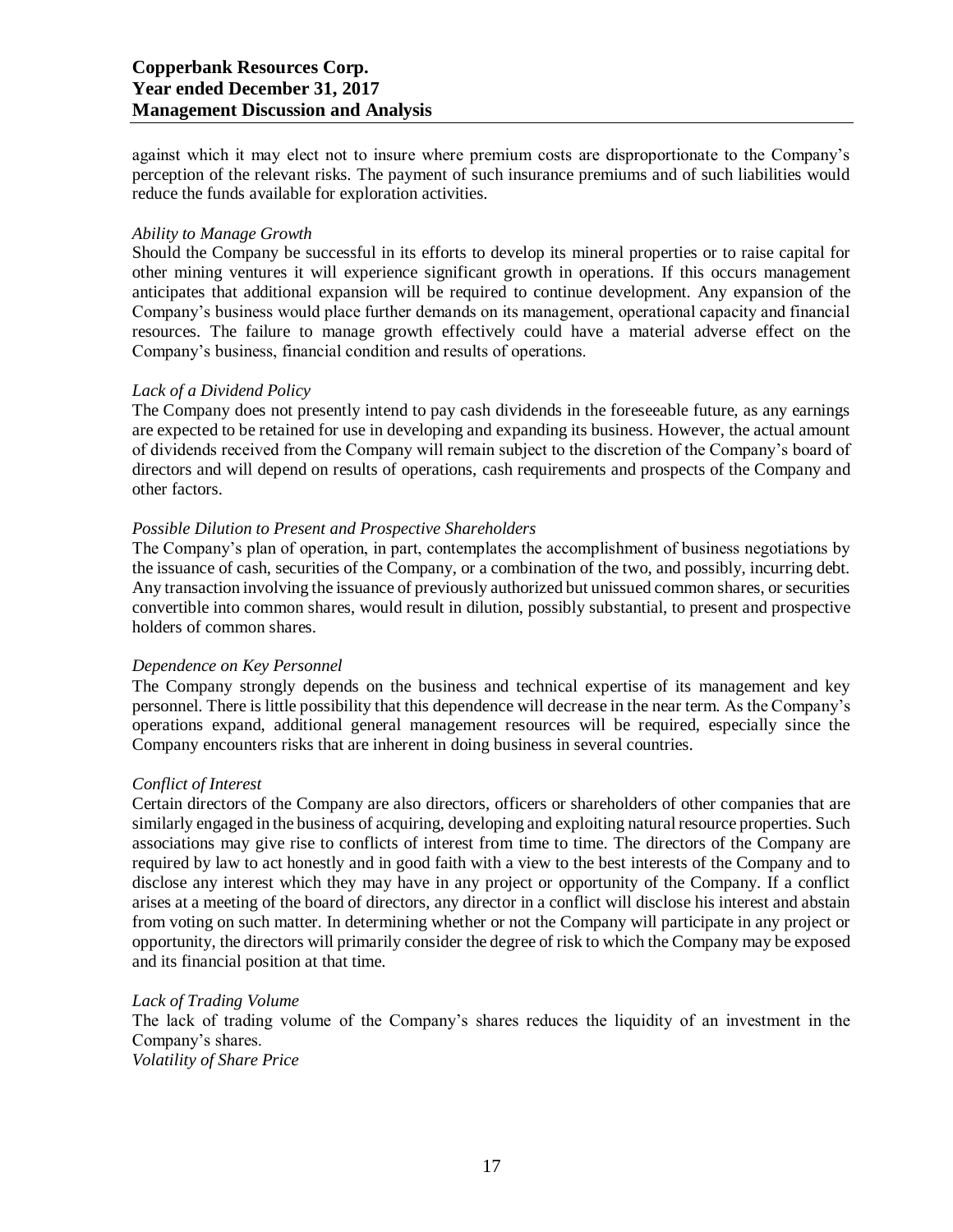against which it may elect not to insure where premium costs are disproportionate to the Company's perception of the relevant risks. The payment of such insurance premiums and of such liabilities would reduce the funds available for exploration activities.

*Ability to Manage Growth*

Should the Company be successful in its efforts to develop its mineral properties or to raise capital for other mining ventures it will experience significant growth in operations. If this occurs management anticipates that additional expansion will be required to continue development. Any expansion of the Company's business would place further demands on its management, operational capacity and financial resources. The failure to manage growth effectively could have a material adverse effect on the Company's business, financial condition and results of operations.

*Lack of a Dividend Policy*

The Company does not presently intend to pay cash dividends in the foreseeable future, as any earnings are expected to be retained for use in developing and expanding its business. However, the actual amount of dividends received from the Company will remain subject to the discretion of the Company's board of directors and will depend on results of operations, cash requirements and prospects of the Company and other factors.

*Possible Dilution to Present and Prospective Shareholders*

The Company's plan of operation, in part, contemplates the accomplishment of business negotiations by the issuance of cash, securities of the Company, or a combination of the two, and possibly, incurring debt. Any transaction involving the issuance of previously authorized but unissued common shares, or securities convertible into common shares, would result in dilution, possibly substantial, to present and prospective holders of common shares.

*Dependence on Key Personnel*

The Company strongly depends on the business and technical expertise of its management and key personnel. There is little possibility that this dependence will decrease in the near term. As the Company's operations expand, additional general management resources will be required, especially since the Company encounters risks that are inherent in doing business in several countries.

*Conflict of Interest*

Certain directors of the Company are also directors, officers or shareholders of other companies that are similarly engaged in the business of acquiring, developing and exploiting natural resource properties. Such associations may give rise to conflicts of interest from time to time. The directors of the Company are required by law to act honestly and in good faith with a view to the best interests of the Company and to disclose any interest which they may have in any project or opportunity of the Company. If a conflict arises at a meeting of the board of directors, any director in a conflict will disclose his interest and abstain from voting on such matter. In determining whether or not the Company will participate in any project or opportunity, the directors will primarily consider the degree of risk to which the Company may be exposed and its financial position at that time.

*Lack of Trading Volume*

The lack of trading volume of the Company's shares reduces the liquidity of an investment in the Company's shares.

*Volatility of Share Price*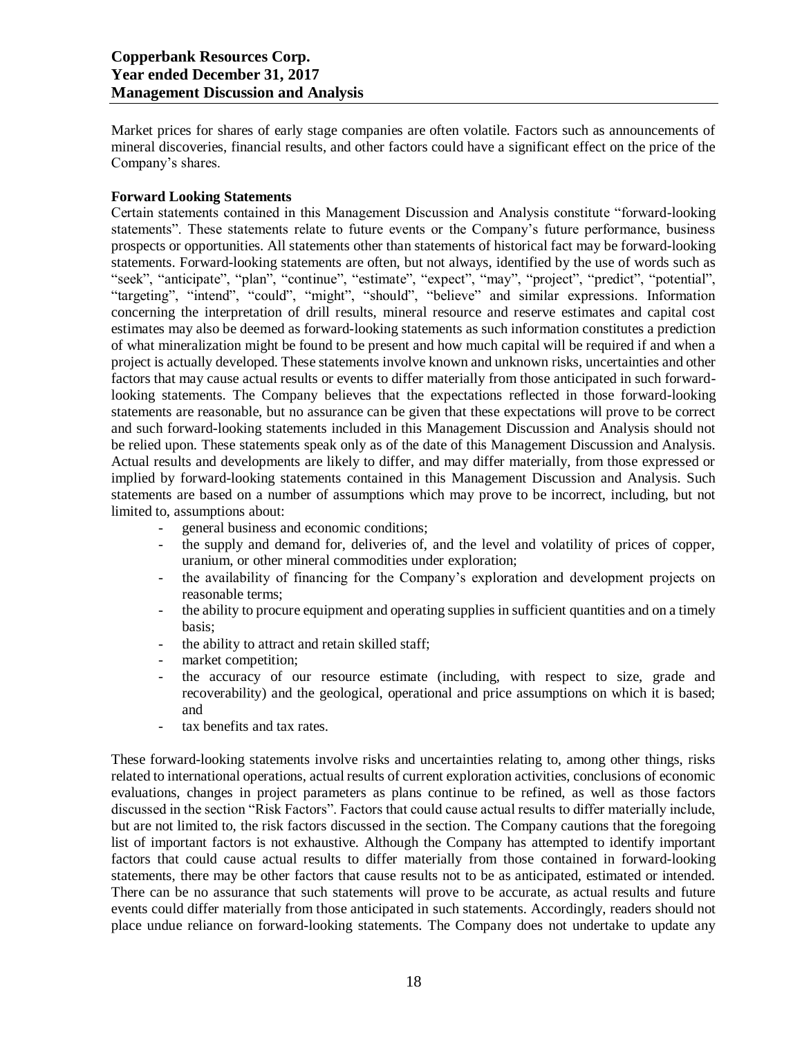Market prices for shares of early stage companies are often volatile. Factors such as announcements of mineral discoveries, financial results, and other factors could have a significant effect on the price of the Company's shares.

**Forward Looking Statements**

Certain statements contained in this Management Discussion and Analysis constitute "forward-looking statements". These statements relate to future events or the Company's future performance, business prospects or opportunities. All statements other than statements of historical fact may be forward-looking statements. Forward-looking statements are often, but not always, identified by the use of words such as "seek", "anticipate", "plan", "continue", "estimate", "expect", "may", "project", "predict", "potential", "targeting", "intend", "could", "might", "should", "believe" and similar expressions. Information concerning the interpretation of drill results, mineral resource and reserve estimates and capital cost estimates may also be deemed as forward-looking statements as such information constitutes a prediction of what mineralization might be found to be present and how much capital will be required if and when a project is actually developed. These statements involve known and unknown risks, uncertainties and other factors that may cause actual results or events to differ materially from those anticipated in such forward-looking statements. The Company believes that the expectations reflected in those forward-looking statements are reasonable, but no assurance can be given that these expectations will prove to be correct and such forward-looking statements included in this Management Discussion and Analysis should not be relied upon. These statements speak only as of the date of this Management Discussion and Analysis. Actual results and developments are likely to differ, and may differ materially, from those expressed or implied by forward-looking statements contained in this Management Discussion and Analysis. Such statements are based on a number of assumptions which may prove to be incorrect, including, but not limited to, assumptions about:

- general business and economic conditions;
- the supply and demand for, deliveries of, and the level and volatility of prices of copper, uranium, or other mineral commodities under exploration;
- the availability of financing for the Company's exploration and development projects on reasonable terms;
- the ability to procure equipment and operating supplies in sufficient quantities and on a timely basis;
- the ability to attract and retain skilled staff;
- market competition;
- the accuracy of our resource estimate (including, with respect to size, grade and recoverability) and the geological, operational and price assumptions on which it is based; and
- tax benefits and tax rates.

These forward-looking statements involve risks and uncertainties relating to, among other things, risks related to international operations, actual results of current exploration activities, conclusions of economic evaluations, changes in project parameters as plans continue to be refined, as well as those factors discussed in the section "Risk Factors". Factors that could cause actual results to differ materially include, but are not limited to, the risk factors discussed in the section. The Company cautions that the foregoing list of important factors is not exhaustive. Although the Company has attempted to identify important factors that could cause actual results to differ materially from those contained in forward-looking statements, there may be other factors that cause results not to be as anticipated, estimated or intended. There can be no assurance that such statements will prove to be accurate, as actual results and future events could differ materially from those anticipated in such statements. Accordingly, readers should not place undue reliance on forward-looking statements. The Company does not undertake to update any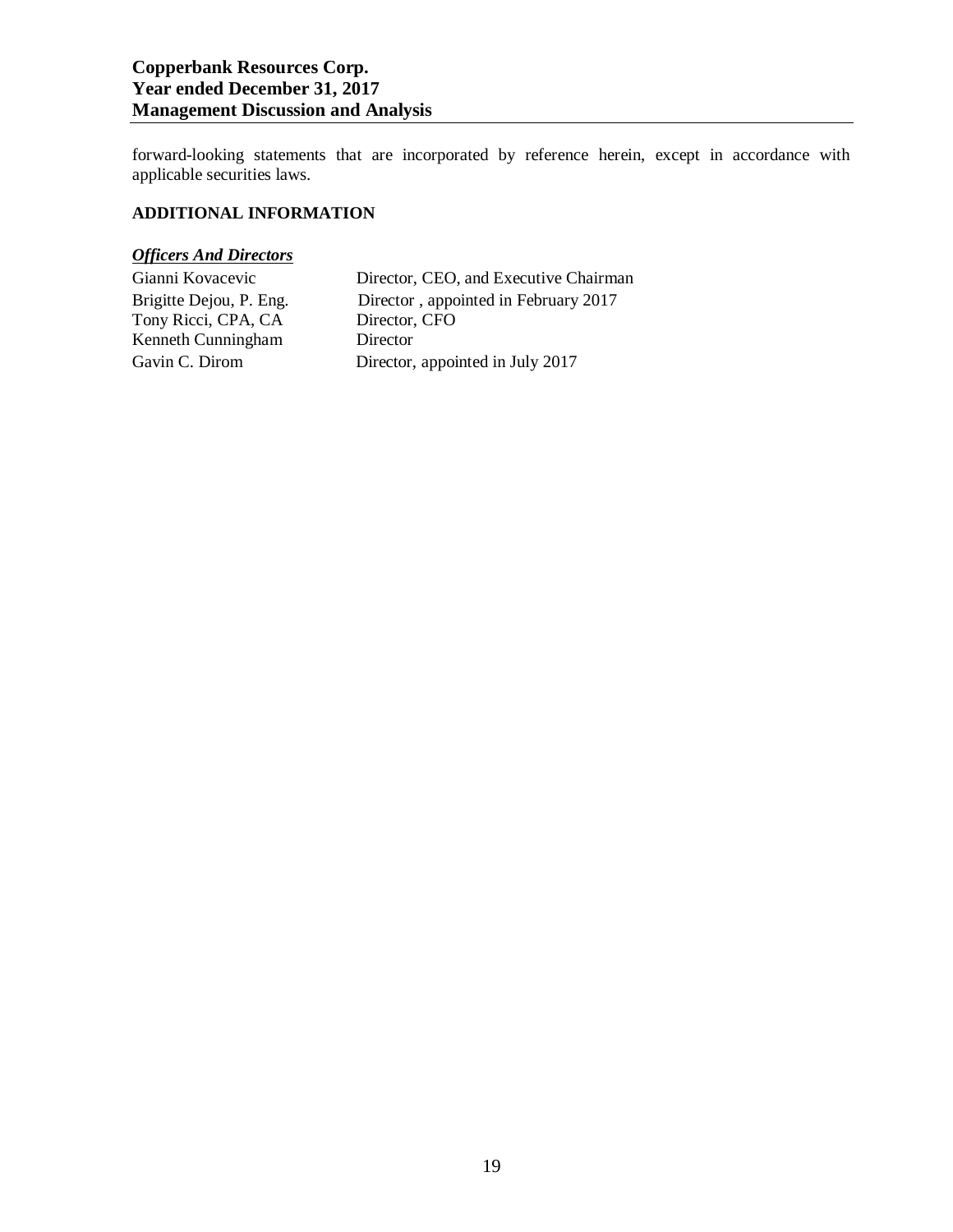forward-looking statements that are incorporated by reference herein, except in accordance with applicable securities laws.

## ADDITIONAL INFORMATION

***Officers And Directors***

| | |
|---|---|
| Gianni Kovacevic | Director, CEO, and Executive Chairman |
| Brigitte Dejou, P. Eng. | Director , appointed in February 2017 |
| Tony Ricci, CPA, CA | Director, CFO |
| Kenneth Cunningham | Director |
| Gavin C. Dirom | Director, appointed in July 2017 |